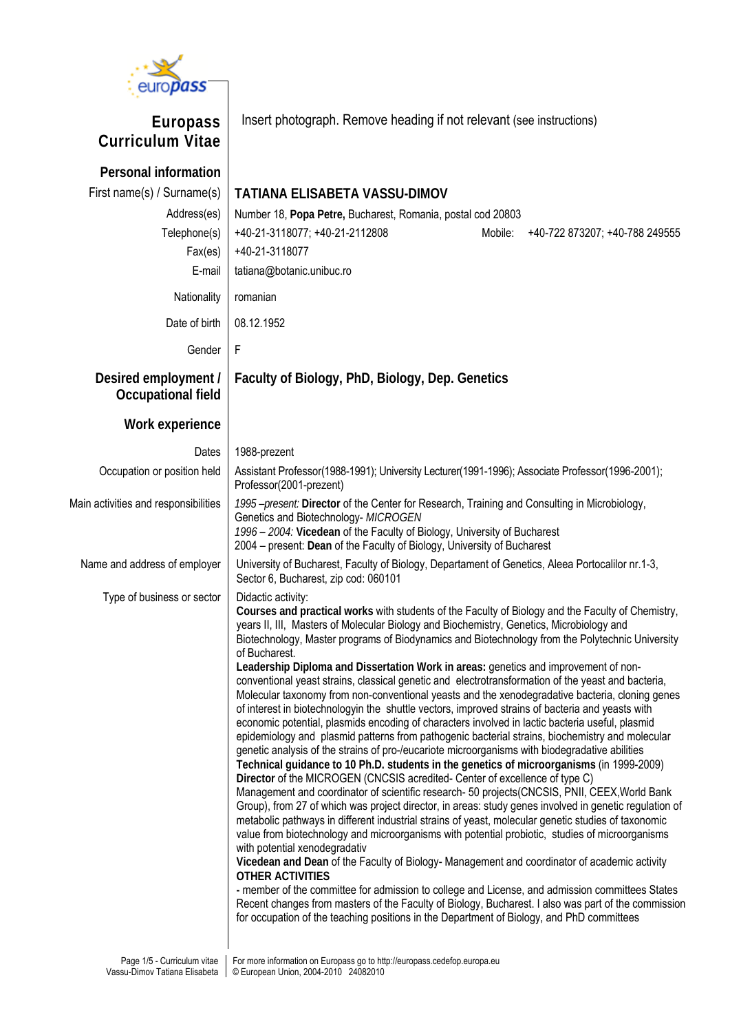# Europass Curriculum Vitae

Insert photograph. Remove heading if not relevant (see instructions)

## Personal information

| | |
|---|---|
| First name(s) / Surname(s) | **TATIANA ELISABETA VASSU-DIMOV** |
| Address(es) | Number 18, **Popa Petre,** Bucharest, Romania, postal cod 20803 |
| Telephone(s) | +40-21-3118077; +40-21-2112808 Mobile: +40-722 873207; +40-788 249555 |
| Fax(es) | +40-21-3118077 |
| E-mail | tatiana@botanic.unibuc.ro |
| Nationality | romanian |
| Date of birth | 08.12.1952 |
| Gender | F |

## Desired employment / Occupational field

**Faculty of Biology, PhD, Biology, Dep. Genetics**

## Work experience

**Dates**
1988-prezent

**Occupation or position held**
Assistant Professor(1988-1991); University Lecturer(1991-1996); Associate Professor(1996-2001); Professor(2001-prezent)

**Main activities and responsibilities**
*1995 –present:* **Director** of the Center for Research, Training and Consulting in Microbiology, Genetics and Biotechnology- *MICROGEN*
*1996 – 2004:* **Vicedean** of the Faculty of Biology, University of Bucharest
2004 – present: **Dean** of the Faculty of Biology, University of Bucharest

**Name and address of employer**
University of Bucharest, Faculty of Biology, Departament of Genetics, Aleea Portocalilor nr.1-3, Sector 6, Bucharest, zip cod: 060101

**Type of business or sector**
Didactic activity:
**Courses and practical works** with students of the Faculty of Biology and the Faculty of Chemistry, years II, III, Masters of Molecular Biology and Biochemistry, Genetics, Microbiology and Biotechnology, Master programs of Biodynamics and Biotechnology from the Polytechnic University of Bucharest.
**Leadership Diploma and Dissertation Work in areas:** genetics and improvement of non-conventional yeast strains, classical genetic and electrotransformation of the yeast and bacteria, Molecular taxonomy from non-conventional yeasts and the xenodegradative bacteria, cloning genes of interest in biotechnologyin the shuttle vectors, improved strains of bacteria and yeasts with economic potential, plasmids encoding of characters involved in lactic bacteria useful, plasmid epidemiology and plasmid patterns from pathogenic bacterial strains, biochemistry and molecular genetic analysis of the strains of pro-/eucariote microorganisms with biodegradative abilities
**Technical guidance to 10 Ph.D. students in the genetics of microorganisms** (in 1999-2009)
**Director** of the MICROGEN (CNCSIS acredited- Center of excellence of type C)
Management and coordinator of scientific research- 50 projects(CNCSIS, PNII, CEEX,World Bank Group), from 27 of which was project director, in areas: study genes involved in genetic regulation of metabolic pathways in different industrial strains of yeast, molecular genetic studies of taxonomic value from biotechnology and microorganisms with potential probiotic, studies of microorganisms with potential xenodegradativ
**Vicedean and Dean** of the Faculty of Biology- Management and coordinator of academic activity
**OTHER ACTIVITIES**
**-** member of the committee for admission to college and License, and admission committees States Recent changes from masters of the Faculty of Biology, Bucharest. I also was part of the commission for occupation of the teaching positions in the Department of Biology, and PhD committees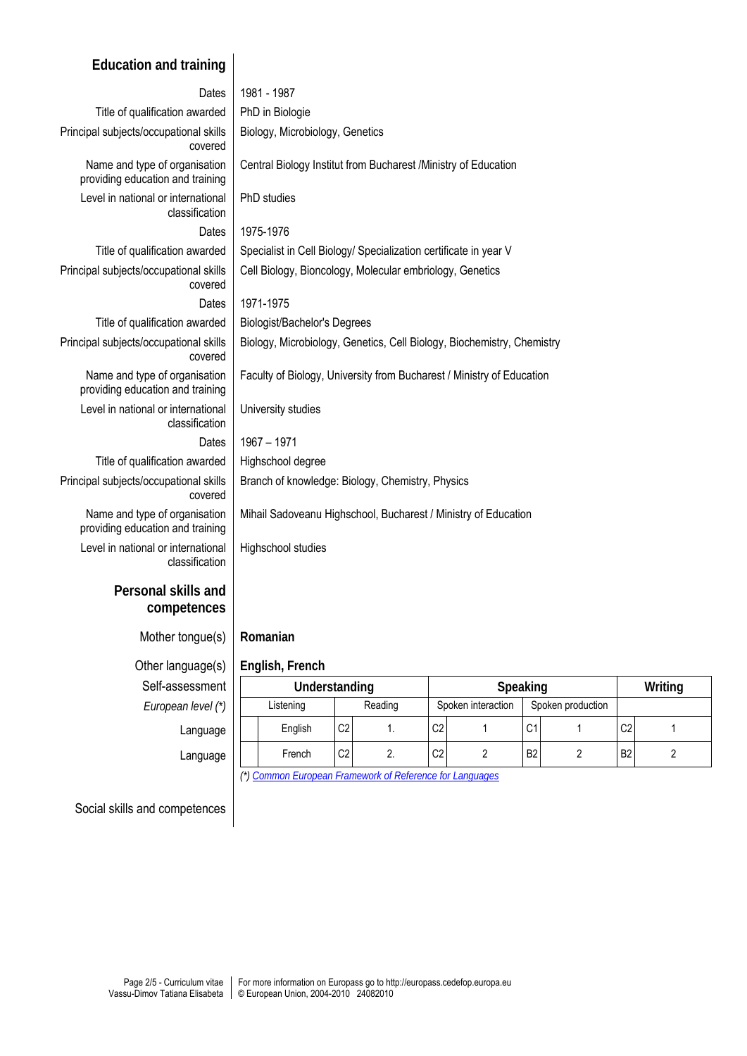## Education and training

| | |
|---|---|
| Dates | 1981 - 1987 |
| Title of qualification awarded | PhD in Biologie |
| Principal subjects/occupational skills covered | Biology, Microbiology, Genetics |
| Name and type of organisation providing education and training | Central Biology Institut from Bucharest /Ministry of Education |
| Level in national or international classification | PhD studies |
| Dates | 1975-1976 |
| Title of qualification awarded | Specialist in Cell Biology/ Specialization certificate in year V |
| Principal subjects/occupational skills covered | Cell Biology, Bioncology, Molecular embriology, Genetics |
| Dates | 1971-1975 |
| Title of qualification awarded | Biologist/Bachelor's Degrees |
| Principal subjects/occupational skills covered | Biology, Microbiology, Genetics, Cell Biology, Biochemistry, Chemistry |
| Name and type of organisation providing education and training | Faculty of Biology, University from Bucharest / Ministry of Education |
| Level in national or international classification | University studies |
| Dates | 1967 – 1971 |
| Title of qualification awarded | Highschool degree |
| Principal subjects/occupational skills covered | Branch of knowledge: Biology, Chemistry, Physics |
| Name and type of organisation providing education and training | Mihail Sadoveanu Highschool, Bucharest / Ministry of Education |
| Level in national or international classification | Highschool studies |

## Personal skills and competences

**Mother tongue(s):** **Romanian**

**Other language(s):** **English, French**

| Self-assessment | Understanding | | | | Speaking | | | | Writing | |
|---|---|---|---|---|---|---|---|---|---|---|
| *European level (\*)* | Listening | | Reading | | Spoken interaction | | Spoken production | | | |
| Language | English | C2 | 1. | C2 | 1 | C1 | 1 | C2 | 1 | |
| Language | French | C2 | 2. | C2 | 2 | B2 | 2 | B2 | 2 | |

*(\*) Common European Framework of Reference for Languages*

Social skills and competences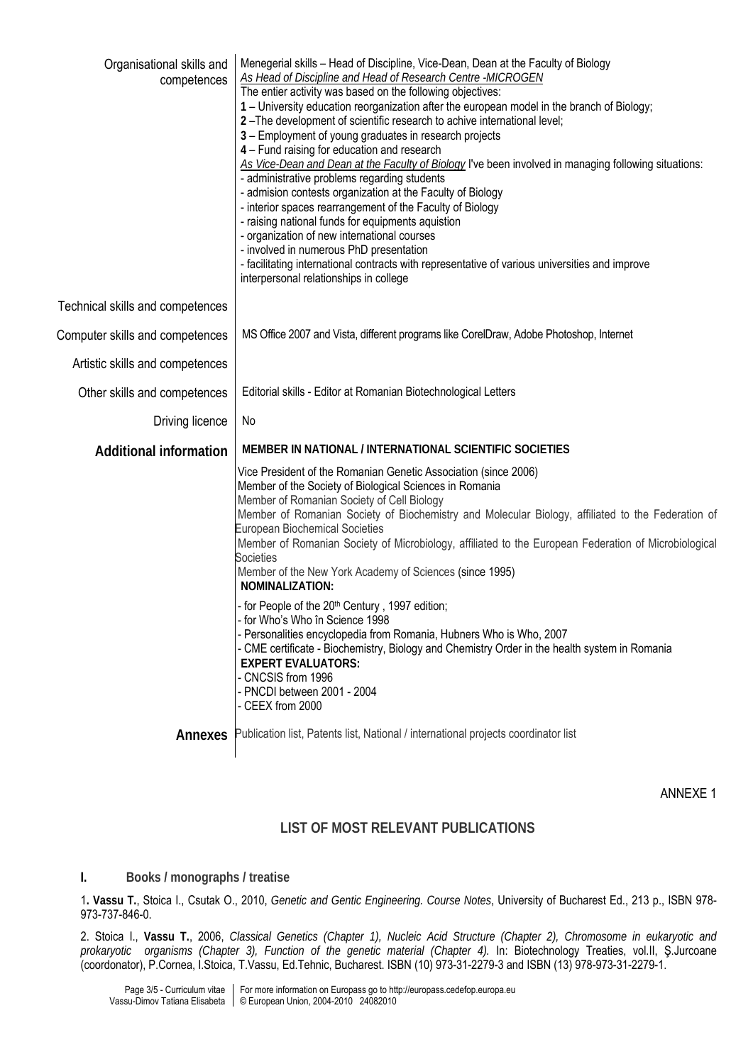| | |
|---|---|
| Organisational skills and competences | Menegerial skills – Head of Discipline, Vice-Dean, Dean at the Faculty of Biology<br>*As Head of Discipline and Head of Research Centre -MICROGEN*<br>The entier activity was based on the following objectives:<br>**1** – University education reorganization after the european model in the branch of Biology;<br>**2** –The development of scientific research to achive international level;<br>**3** – Employment of young graduates in research projects<br>**4** – Fund raising for education and research<br>*As Vice-Dean and Dean at the Faculty of Biology* I've been involved in managing following situations:<br>- administrative problems regarding students<br>- admision contests organization at the Faculty of Biology<br>- interior spaces rearrangement of the Faculty of Biology<br>- raising national funds for equipments aquistion<br>- organization of new international courses<br>- involved in numerous PhD presentation<br>- facilitating international contracts with representative of various universities and improve interpersonal relationships in college |
| Technical skills and competences | |
| Computer skills and competences | MS Office 2007 and Vista, different programs like CorelDraw, Adobe Photoshop, Internet |
| Artistic skills and competences | |
| Other skills and competences | Editorial skills - Editor at Romanian Biotechnological Letters |
| Driving licence | No |
| **Additional information** | **MEMBER IN NATIONAL / INTERNATIONAL SCIENTIFIC SOCIETIES**<br>Vice President of the Romanian Genetic Association (since 2006)<br>Member of the Society of Biological Sciences in Romania<br>Member of Romanian Society of Cell Biology<br>Member of Romanian Society of Biochemistry and Molecular Biology, affiliated to the Federation of European Biochemical Societies<br>Member of Romanian Society of Microbiology, affiliated to the European Federation of Microbiological Societies<br>Member of the New York Academy of Sciences (since 1995)<br>**NOMINALIZATION:**<br>- for People of the 20th Century , 1997 edition;<br>- for Who's Who în Science 1998<br>- Personalities encyclopedia from Romania, Hubners Who is Who, 2007<br>- CME certificate - Biochemistry, Biology and Chemistry Order in the health system in Romania<br>**EXPERT EVALUATORS:**<br>- CNCSIS from 1996<br>- PNCDI between 2001 - 2004<br>- CEEX from 2000 |
| **Annexes** | Publication list, Patents list, National / international projects coordinator list |

ANNEXE 1

## LIST OF MOST RELEVANT PUBLICATIONS

### I. Books / monographs / treatise

1. **Vassu T.**, Stoica I., Csutak O., 2010, *Genetic and Gentic Engineering. Course Notes*, University of Bucharest Ed., 213 p., ISBN 978-973-737-846-0.

2. Stoica I., **Vassu T.**, 2006, *Classical Genetics (Chapter 1), Nucleic Acid Structure (Chapter 2), Chromosome in eukaryotic and prokaryotic organisms (Chapter 3), Function of the genetic material (Chapter 4).* In: Biotechnology Treaties, vol.II, Ş.Jurcoane (coordonator), P.Cornea, I.Stoica, T.Vassu, Ed.Tehnic, Bucharest. ISBN (10) 973-31-2279-3 and ISBN (13) 978-973-31-2279-1.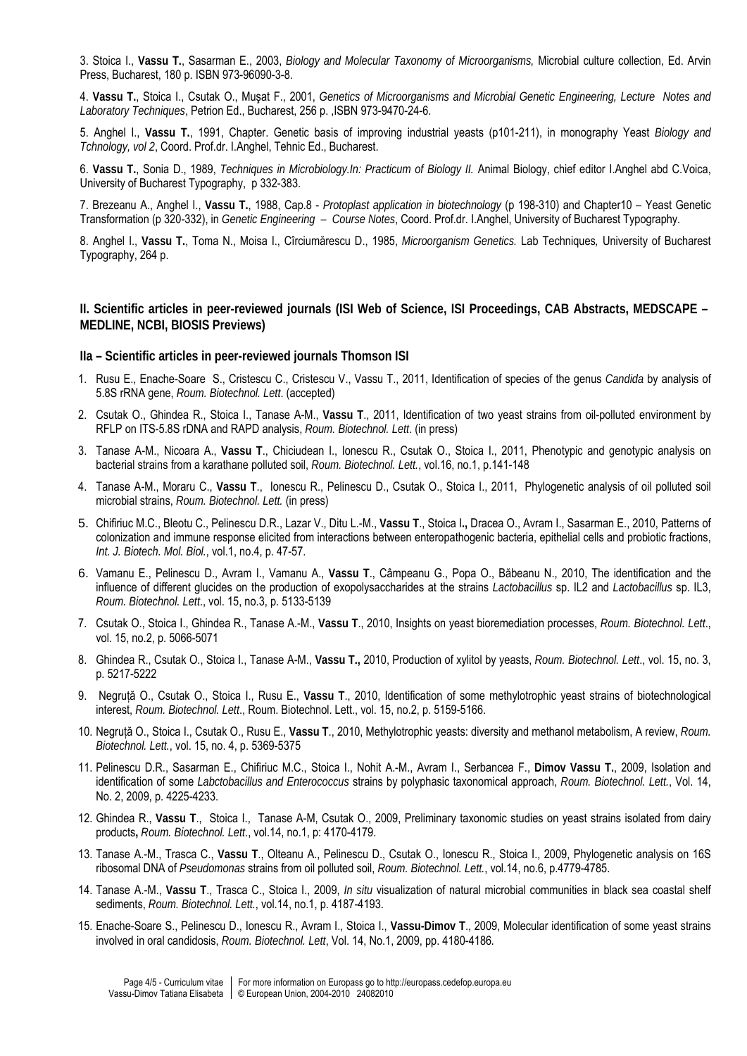3. Stoica I., **Vassu T.**, Sasarman E., 2003, *Biology and Molecular Taxonomy of Microorganisms,* Microbial culture collection, Ed. Arvin Press, Bucharest, 180 p. ISBN 973-96090-3-8.

4. **Vassu T.**, Stoica I., Csutak O., Muşat F., 2001, *Genetics of Microorganisms and Microbial Genetic Engineering, Lecture Notes and Laboratory Techniques*, Petrion Ed., Bucharest, 256 p. ,ISBN 973-9470-24-6.

5. Anghel I., **Vassu T.**, 1991, Chapter. Genetic basis of improving industrial yeasts (p101-211), in monography Yeast *Biology and Tchnology, vol 2*, Coord. Prof.dr. I.Anghel, Tehnic Ed., Bucharest.

6. **Vassu T.**, Sonia D., 1989, *Techniques in Microbiology.In: Practicum of Biology II.* Animal Biology, chief editor I.Anghel abd C.Voica, University of Bucharest Typography, p 332-383.

7. Brezeanu A., Anghel I., **Vassu T.**, 1988, Cap.8 - *Protoplast application in biotechnology* (p 198-310) and Chapter10 – Yeast Genetic Transformation (p 320-332), in *Genetic Engineering – Course Notes*, Coord. Prof.dr. I.Anghel, University of Bucharest Typography.

8. Anghel I., **Vassu T.**, Toma N., Moisa I., Cîrciumărescu D., 1985, *Microorganism Genetics.* Lab Techniques*,* University of Bucharest Typography, 264 p.

## II. Scientific articles in peer-reviewed journals (ISI Web of Science, ISI Proceedings, CAB Abstracts, MEDSCAPE – MEDLINE, NCBI, BIOSIS Previews)

### IIa – Scientific articles in peer-reviewed journals Thomson ISI

1. Rusu E., Enache-Soare S., Cristescu C., Cristescu V., Vassu T., 2011, Identification of species of the genus *Candida* by analysis of 5.8S rRNA gene, *Roum. Biotechnol. Lett*. (accepted)
2. Csutak O., Ghindea R., Stoica I., Tanase A-M., **Vassu T**., 2011, Identification of two yeast strains from oil-polluted environment by RFLP on ITS-5.8S rDNA and RAPD analysis, *Roum. Biotechnol. Lett*. (in press)
3. Tanase A-M., Nicoara A., **Vassu T**., Chiciudean I., Ionescu R., Csutak O., Stoica I., 2011, Phenotypic and genotypic analysis on bacterial strains from a karathane polluted soil, *Roum. Biotechnol. Lett.*, vol.16, no.1, p.141-148
4. Tanase A-M., Moraru C., **Vassu T**., Ionescu R., Pelinescu D., Csutak O., Stoica I., 2011, Phylogenetic analysis of oil polluted soil microbial strains, *Roum. Biotechnol. Lett.* (in press)
5. Chifiriuc M.C., Bleotu C., Pelinescu D.R., Lazar V., Ditu L.-M., **Vassu T**., Stoica I**.,** Dracea O., Avram I., Sasarman E., 2010, Patterns of colonization and immune response elicited from interactions between enteropathogenic bacteria, epithelial cells and probiotic fractions, *Int. J. Biotech. Mol. Biol.*, vol.1, no.4, p. 47-57.
6. Vamanu E., Pelinescu D., Avram I., Vamanu A., **Vassu T**., Câmpeanu G., Popa O., Băbeanu N., 2010, The identification and the influence of different glucides on the production of exopolysaccharides at the strains *Lactobacillus* sp. IL2 and *Lactobacillus* sp. IL3, *Roum. Biotechnol. Lett*., vol. 15, no.3, p. 5133-5139
7. Csutak O., Stoica I., Ghindea R., Tanase A.-M., **Vassu T**., 2010, Insights on yeast bioremediation processes, *Roum. Biotechnol. Lett*., vol. 15, no.2, p. 5066-5071
8. Ghindea R., Csutak O., Stoica I., Tanase A-M., **Vassu T.,** 2010, Production of xylitol by yeasts, *Roum. Biotechnol. Lett*., vol. 15, no. 3, p. 5217-5222
9. Negruță O., Csutak O., Stoica I., Rusu E., **Vassu T**., 2010, Identification of some methylotrophic yeast strains of biotechnological interest, *Roum. Biotechnol. Lett*., Roum. Biotechnol. Lett., vol. 15, no.2, p. 5159-5166.
10. Negruță O., Stoica I., Csutak O., Rusu E., **Vassu T**., 2010, Methylotrophic yeasts: diversity and methanol metabolism, A review, *Roum. Biotechnol. Lett.*, vol. 15, no. 4, p. 5369-5375
11. Pelinescu D.R., Sasarman E., Chifiriuc M.C., Stoica I., Nohit A.-M., Avram I., Serbancea F., **Dimov Vassu T.**, 2009, Isolation and identification of some *Labctobacillus and Enterococcus* strains by polyphasic taxonomical approach, *Roum. Biotechnol. Lett.*, Vol. 14, No. 2, 2009, p. 4225-4233.
12. Ghindea R., **Vassu T**., Stoica I., Tanase A-M, Csutak O., 2009, Preliminary taxonomic studies on yeast strains isolated from dairy products**,** *Roum. Biotechnol. Lett*., vol.14, no.1, p: 4170-4179.
13. Tanase A.-M., Trasca C., **Vassu T**., Olteanu A., Pelinescu D., Csutak O., Ionescu R., Stoica I., 2009, Phylogenetic analysis on 16S ribosomal DNA of *Pseudomonas* strains from oil polluted soil, *Roum. Biotechnol. Lett.*, vol.14, no.6, p.4779-4785.
14. Tanase A.-M., **Vassu T**., Trasca C., Stoica I., 2009, *In situ* visualization of natural microbial communities in black sea coastal shelf sediments, *Roum. Biotechnol. Lett.*, vol.14, no.1, p. 4187-4193.
15. Enache-Soare S., Pelinescu D., Ionescu R., Avram I., Stoica I., **Vassu-Dimov T**., 2009, Molecular identification of some yeast strains involved in oral candidosis, *Roum. Biotechnol. Lett*, Vol. 14, No.1, 2009, pp. 4180-4186.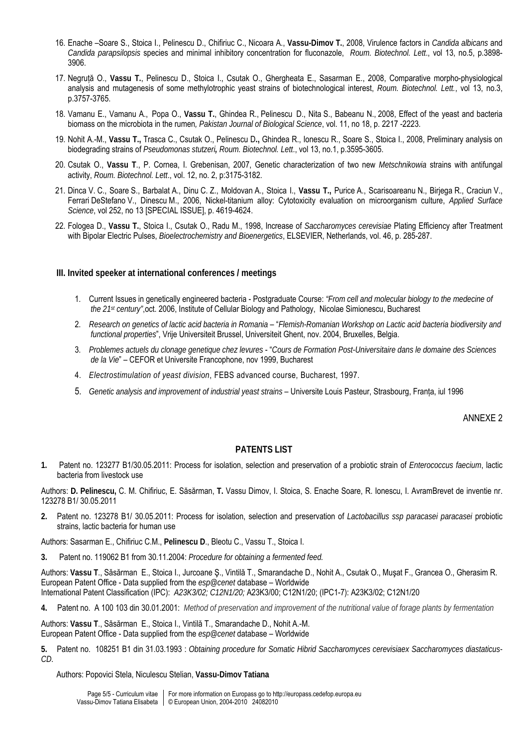16. Enache –Soare S., Stoica I., Pelinescu D., Chifiriuc C., Nicoara A., **Vassu-Dimov T.**, 2008, Virulence factors in *Candida albicans* and *Candida parapsilopsis* species and minimal inhibitory concentration for fluconazole, *Roum. Biotechnol. Lett*., vol 13, no.5, p.3898-3906.
17. Negruță O., **Vassu T.**, Pelinescu D., Stoica I., Csutak O., Ghergheata E., Sasarman E., 2008, Comparative morpho-physiological analysis and mutagenesis of some methylotrophic yeast strains of biotechnological interest, *Roum. Biotechnol. Lett.*, vol 13, no.3, p.3757-3765.
18. Vamanu E., Vamanu A., Popa O., **Vassu T.**, Ghindea R., Pelinescu D., Nita S., Babeanu N., 2008, Effect of the yeast and bacteria biomass on the microbiota in the rumen, *Pakistan Journal of Biological Science*, vol. 11, no 18, p. 2217 -2223.
19. Nohit A.-M., **Vassu T.,** Trasca C., Csutak O., Pelinescu D**.,** Ghindea R., Ionescu R., Soare S., Stoica I., 2008, Preliminary analysis on biodegrading strains of *Pseudomonas stutzeri,* *Roum. Biotechnol. Lett*., vol 13, no.1, p.3595-3605.
20. Csutak O., **Vassu T**., P. Cornea, I. Grebenisan, 2007, Genetic characterization of two new *Metschnikowia* strains with antifungal activity, *Roum. Biotechnol. Lett*., vol. 12, no. 2, p:3175-3182.
21. Dinca V. C., Soare S., Barbalat A., Dinu C. Z., Moldovan A., Stoica I., **Vassu T.,** Purice A., Scarisoareanu N., Birjega R., Craciun V., Ferrari DeStefano V., Dinescu M., 2006, Nickel-titanium alloy: Cytotoxicity evaluation on microorganism culture, *Applied Surface Science*, vol 252, no 13 [SPECIAL ISSUE], p. 4619-4624.
22. Fologea D., **Vassu T.**, Stoica I., Csutak O., Radu M., 1998, Increase of *Saccharomyces cerevisiae* Plating Efficiency after Treatment with Bipolar Electric Pulses, *Bioelectrochemistry and Bioenergetics*, ELSEVIER, Netherlands, vol. 46, p. 285-287.

### III. Invited speeker at international conferences / meetings

1. Current Issues in genetically engineered bacteria - Postgraduate Course: *"From cell and molecular biology to the medecine of the 21st century"*,oct. 2006, Institute of Cellular Biology and Pathology, Nicolae Simionescu, Bucharest
2. *Research on genetics of lactic acid bacteria in Romania* – "*Flemish-Romanian Workshop on Lactic acid bacteria biodiversity and functional properties*", Vrije Universiteit Brussel, Universiteit Ghent, nov. 2004, Bruxelles, Belgia.
3. *Problemes actuels du clonage genetique chez levures* - "*Cours de Formation Post-Universitaire dans le domaine des Sciences de la Vie*" – CEFOR et Universite Francophone, nov 1999, Bucharest
4. *Electrostimulation of yeast division*, FEBS advanced course, Bucharest, 1997.
5. *Genetic analysis and improvement of industrial yeast strains* – Universite Louis Pasteur, Strasbourg, Franța, iul 1996

ANNEXE 2

### PATENTS LIST

**1.** Patent no. 123277 B1/30.05.2011: Process for isolation, selection and preservation of a probiotic strain of *Enterococcus faecium*, lactic bacteria from livestock use

Authors: **D. Pelinescu,** C. M. Chifiriuc, E. Săsărman, **T.** Vassu Dimov, I. Stoica, S. Enache Soare, R. Ionescu, I. AvramBrevet de inventie nr. 123278 B1/ 30.05.2011

**2.** Patent no. 123278 B1/ 30.05.2011: Process for isolation, selection and preservation of *Lactobacillus ssp paracasei paracasei* probiotic strains, lactic bacteria for human use

Authors: Sasarman E., Chifiriuc C.M., **Pelinescu D**., Bleotu C., Vassu T., Stoica I.

**3.** Patent no. 119062 B1 from 30.11.2004: *Procedure for obtaining a fermented feed.*

Authors: **Vassu T**., Săsărman E., Stoica I., Jurcoane Ş., Vintilă T., Smarandache D., Nohit A., Csutak O., Muşat F., Grancea O., Gherasim R.
European Patent Office - Data supplied from the *esp@cenet* database – Worldwide
International Patent Classification (IPC): *A23K3/02; C12N1/20;* A23K3/00; C12N1/20; (IPC1-7): A23K3/02; C12N1/20

**4.** Patent no. A 100 103 din 30.01.2001: *Method of preservation and improvement of the nutritional value of forage plants by fermentation*

Authors: **Vassu T**., Săsărman E., Stoica I., Vintilă T., Smarandache D., Nohit A.-M.
European Patent Office - Data supplied from the *esp@cenet* database – Worldwide

**5.** Patent no. 108251 B1 din 31.03.1993 : *Obtaining procedure for Somatic Hibrid Saccharomyces cerevisiaex Saccharomyces diastaticus-CD.*

Authors: Popovici Stela, Niculescu Stelian, **Vassu-Dimov Tatiana**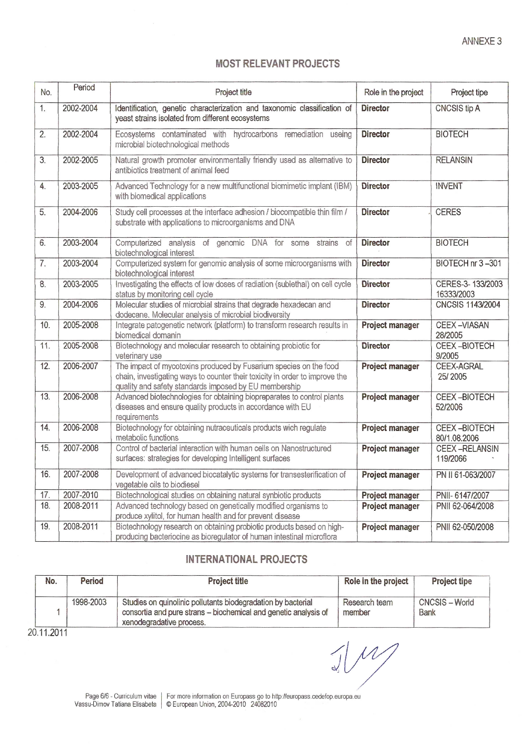ANNEXE 3

## MOST RELEVANT PROJECTS

| No. | Period | Project title | Role in the project | Project tipe |
|---|---|---|---|---|
| 1. | 2002-2004 | Identification, genetic characterization and taxonomic classification of yeast strains isolated from different ecosystems | **Director** | CNCSIS tip A |
| 2. | 2002-2004 | Ecosystems contaminated with hydrocarbons remediation useing microbial biotechnological methods | **Director** | BIOTECH |
| 3. | 2002-2005 | Natural growth promoter environmentally friendly used as alternative to antibiotics treatment of animal feed | **Director** | RELANSIN |
| 4. | 2003-2005 | Advanced Technology for a new multifunctional biomimetic implant (IBM) with biomedical applications | **Director** | INVENT |
| 5. | 2004-2006 | Study cell processes at the interface adhesion / biocompatible thin film / substrate with applications to microorganisms and DNA | **Director** | CERES |
| 6. | 2003-2004 | Computerized analysis of genomic DNA for some strains of biotechnological interest | **Director** | BIOTECH |
| 7. | 2003-2004 | Computerized system for genomic analysis of some microorganisms with biotechnological interest | **Director** | BIOTECH nr 3 –301 |
| 8. | 2003-2005 | Investigating the effects of low doses of radiation (sublethal) on cell cycle status by monitoring cell cycle | **Director** | CERES-3- 133/2003 16333/2003 |
| 9. | 2004-2006 | Molecular studies of microbial strains that degrade hexadecan and dodecane. Molecular analysis of microbial biodiversity | **Director** | CNCSIS 1143/2004 |
| 10. | 2005-2008 | Integrate patogenetic network (platform) to transform research results in biomedical domanin | **Project manager** | CEEX –VIASAN 28/2005 |
| 11. | 2005-2008 | Biotechnology and molecular research to obtaining probiotic for veterinary use | **Director** | CEEX –BIOTECH 9/2005 |
| 12. | 2006-2007 | The impact of mycotoxins produced by Fusarium species on the food chain, investigating ways to counter their toxicity in order to improve the quality and safety standards imposed by EU membership | **Project manager** | CEEX-AGRAL 25/ 2005 |
| 13. | 2006-2008 | Advanced biotechnologies for obtaining biopreparates to control plants diseases and ensure quality products in accordance with EU requirements | **Project manager** | CEEX –BIOTECH 52/2006 |
| 14. | 2006-2008 | Biotechnology for obtaining nutraceuticals products wich regulate metabolic functions | **Project manager** | CEEX –BIOTECH 80/1.08.2006 |
| 15. | 2007-2008 | Control of bacterial interaction with human cells on Nanostructured surfaces: strategies for developing Intelligent surfaces | **Project manager** | CEEX –RELANSIN 119/2066 |
| 16. | 2007-2008 | Development of advanced biocatalytic systems for transesterification of vegetable oils to biodiesel | **Project manager** | PN II 61-063/2007 |
| 17. | 2007-2010 | Biotechnological studies on obtaining natural synbiotic products | **Project manager** | PNII- 6147/2007 |
| 18. | 2008-2011 | Advanced technology based on genetically modified organisms to produce xylitol, for human health and for prevent disease | **Project manager** | PNII 62-064/2008 |
| 19. | 2008-2011 | Biotechnology research on obtaining probiotic products based on high-producing bacteriocine as bioregulator of human intestinal microflora | **Project manager** | PNII 62-050/2008 |

## INTERNATIONAL PROJECTS

| No. | Period | Project title | Role in the project | Project tipe |
|---|---|---|---|---|
| 1 | 1998-2003 | Studies on quinolinic pollutants biodegradation by bacterial consortia and pure strans – biochemical and genetic analysis of xenodegradative process. | Research team member | CNCSIS – World Bank |

20.11.2011